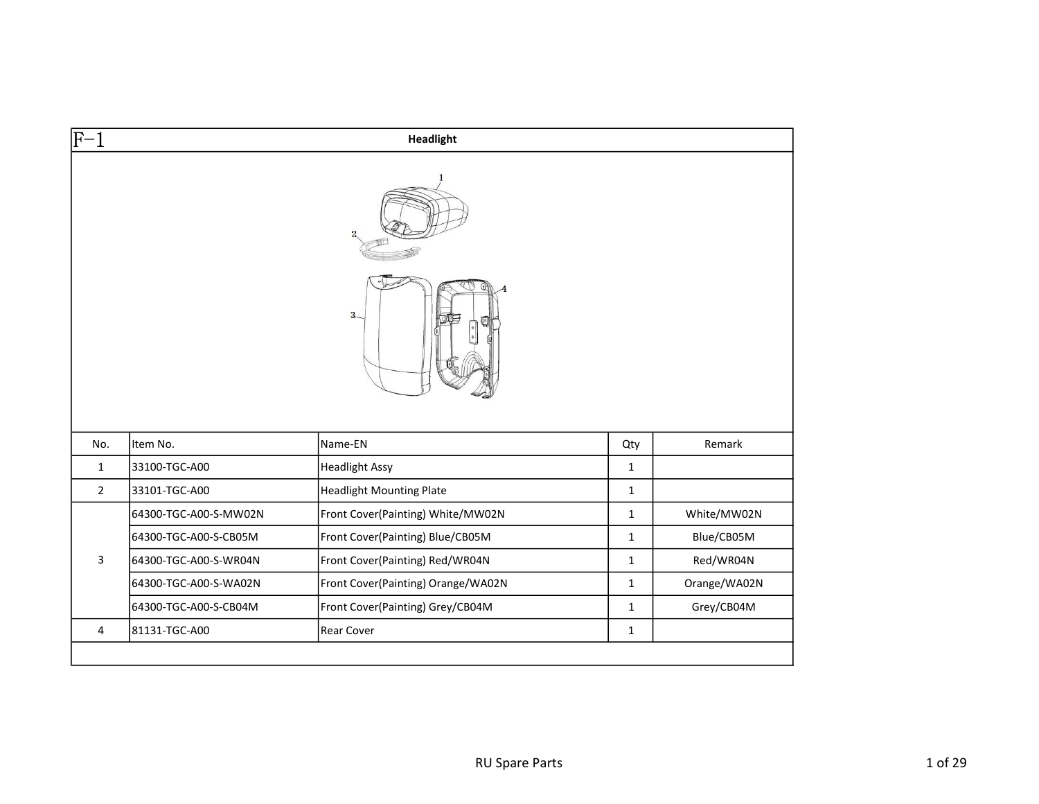## F−1 Headlight

| No. | Item No. | Name-EN | Qty | Remark |
|---|---|---|---|---|
| 1 | 33100-TGC-A00 | Headlight Assy | 1 | |
| 2 | 33101-TGC-A00 | Headlight Mounting Plate | 1 | |
| 3 | 64300-TGC-A00-S-MW02N | Front Cover(Painting) White/MW02N | 1 | White/MW02N |
| | 64300-TGC-A00-S-CB05M | Front Cover(Painting) Blue/CB05M | 1 | Blue/CB05M |
| | 64300-TGC-A00-S-WR04N | Front Cover(Painting) Red/WR04N | 1 | Red/WR04N |
| | 64300-TGC-A00-S-WA02N | Front Cover(Painting) Orange/WA02N | 1 | Orange/WA02N |
| | 64300-TGC-A00-S-CB04M | Front Cover(Painting) Grey/CB04M | 1 | Grey/CB04M |
| 4 | 81131-TGC-A00 | Rear Cover | 1 | |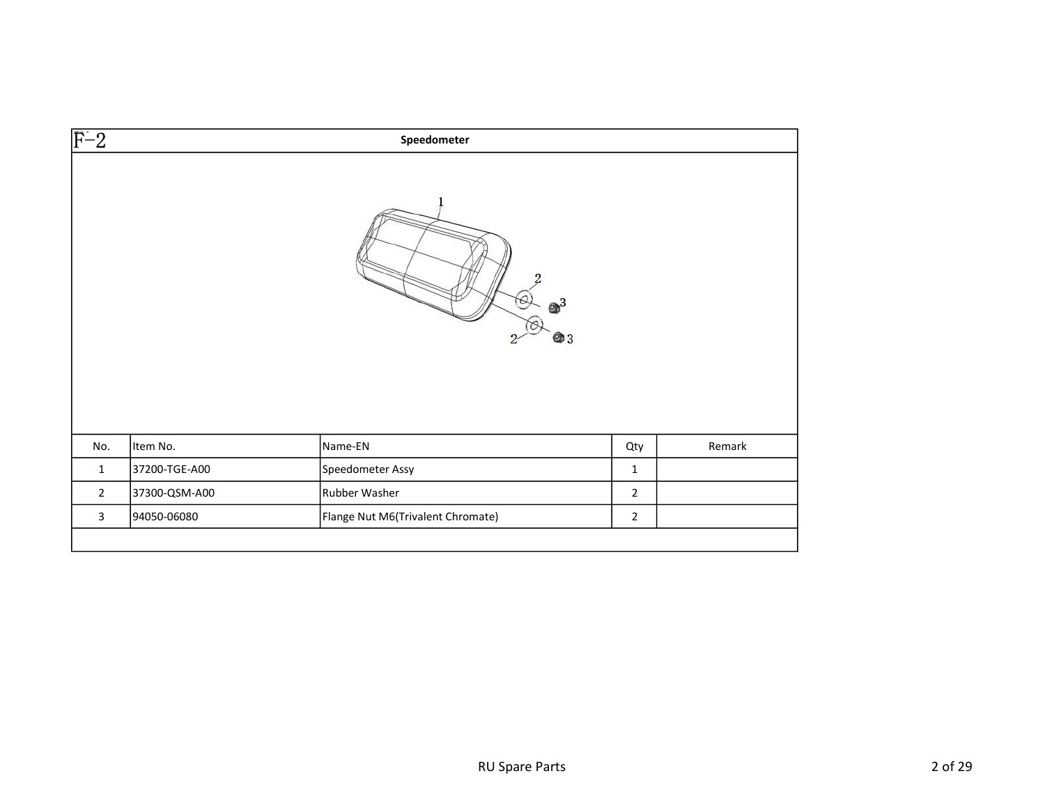F-2

## Speedometer

| No. | Item No. | Name-EN | Qty | Remark |
| --- | --- | --- | --- | --- |
| 1 | 37200-TGE-A00 | Speedometer Assy | 1 | |
| 2 | 37300-QSM-A00 | Rubber Washer | 2 | |
| 3 | 94050-06080 | Flange Nut M6(Trivalent Chromate) | 2 | |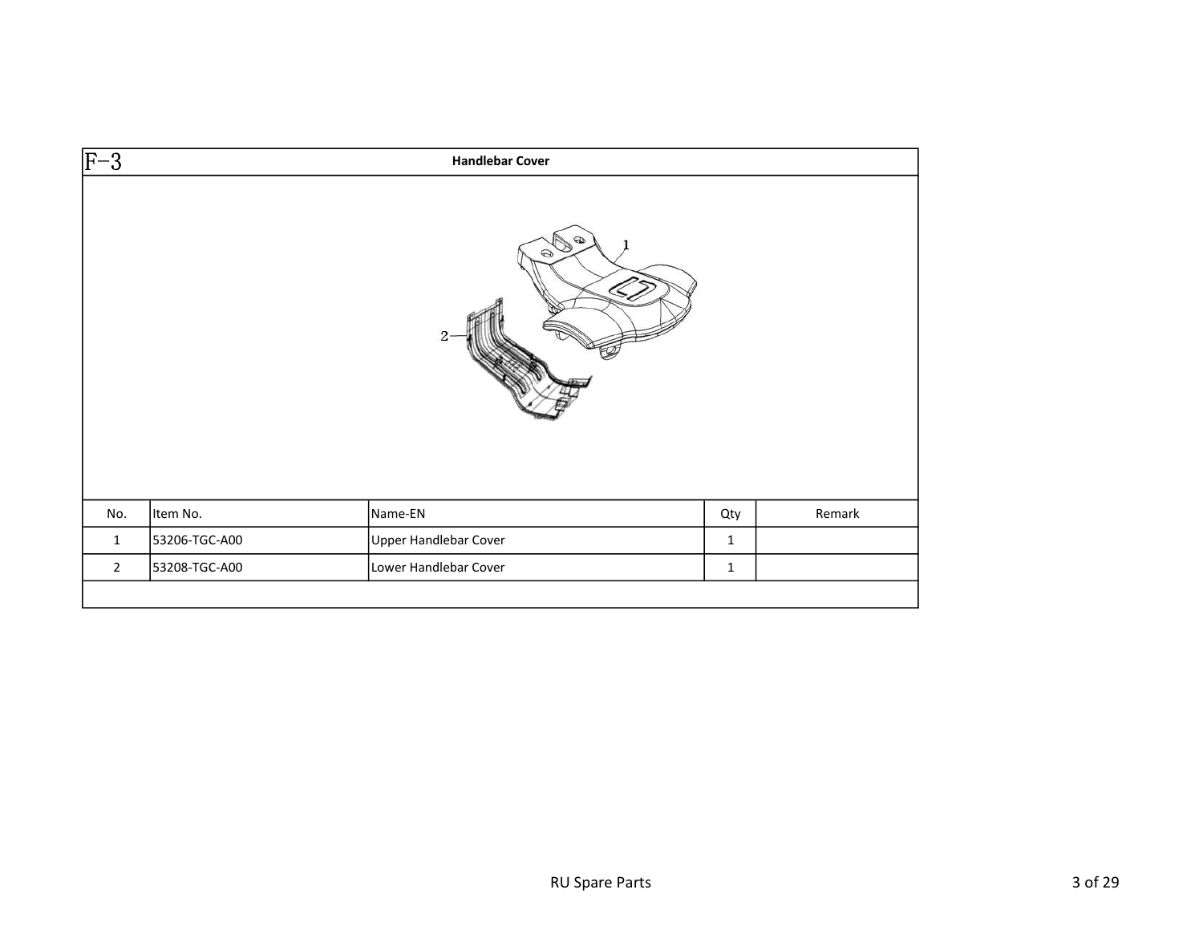F-3

## Handlebar Cover

| No. | Item No. | Name-EN | Qty | Remark |
|---|---|---|---|---|
| 1 | 53206-TGC-A00 | Upper Handlebar Cover | 1 | |
| 2 | 53208-TGC-A00 | Lower Handlebar Cover | 1 | |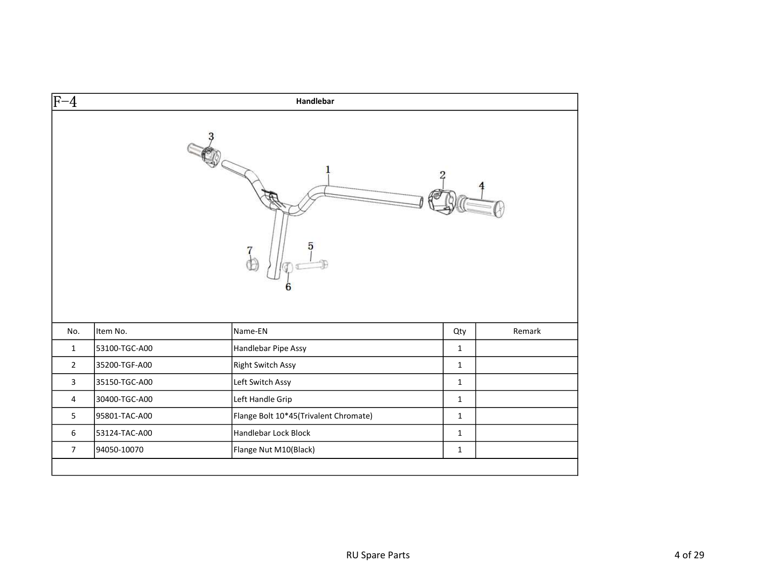## F−4 Handlebar

| No. | Item No. | Name-EN | Qty | Remark |
| --- | --- | --- | --- | --- |
| 1 | 53100-TGC-A00 | Handlebar Pipe Assy | 1 | |
| 2 | 35200-TGF-A00 | Right Switch Assy | 1 | |
| 3 | 35150-TGC-A00 | Left Switch Assy | 1 | |
| 4 | 30400-TGC-A00 | Left Handle Grip | 1 | |
| 5 | 95801-TAC-A00 | Flange Bolt 10*45(Trivalent Chromate) | 1 | |
| 6 | 53124-TAC-A00 | Handlebar Lock Block | 1 | |
| 7 | 94050-10070 | Flange Nut M10(Black) | 1 | |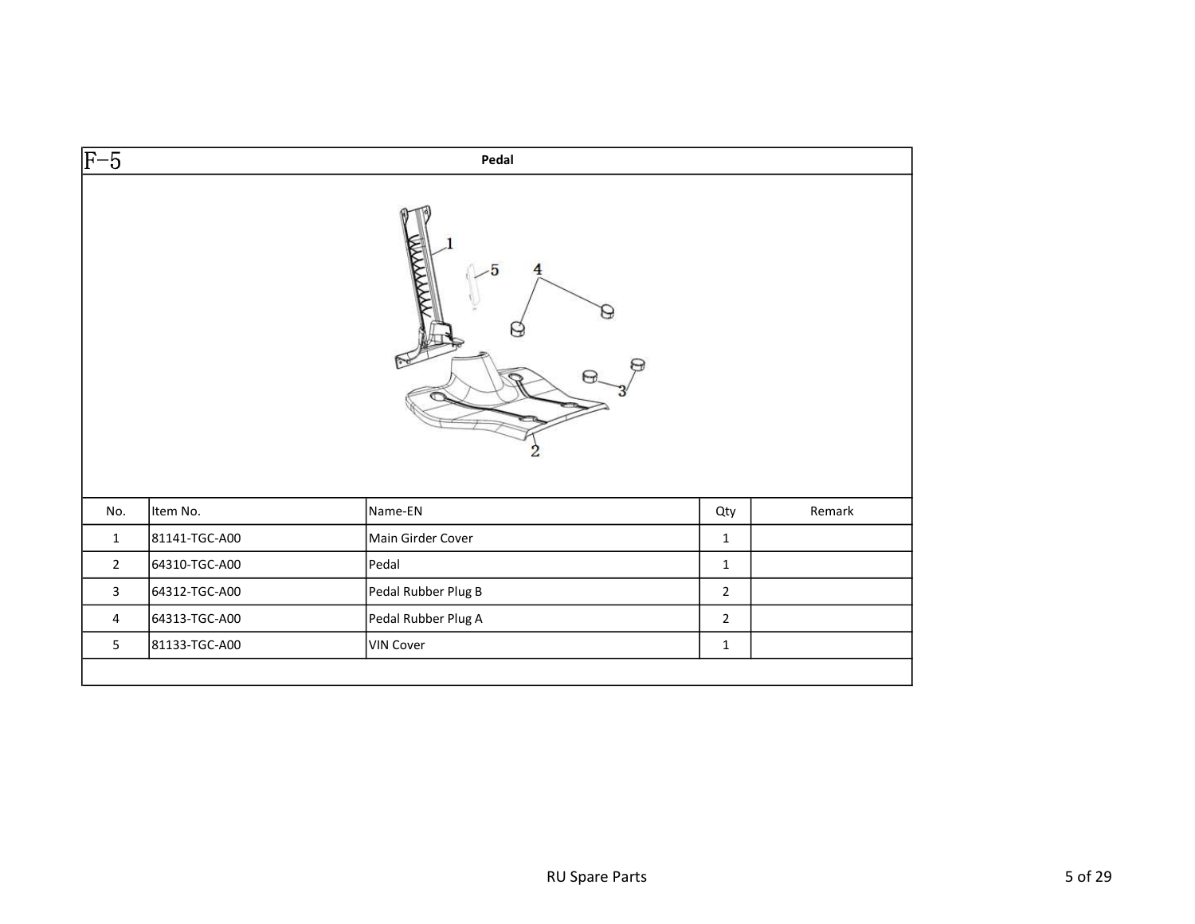## F-5 Pedal

| No. | Item No. | Name-EN | Qty | Remark |
|---|---|---|---|---|
| 1 | 81141-TGC-A00 | Main Girder Cover | 1 | |
| 2 | 64310-TGC-A00 | Pedal | 1 | |
| 3 | 64312-TGC-A00 | Pedal Rubber Plug B | 2 | |
| 4 | 64313-TGC-A00 | Pedal Rubber Plug A | 2 | |
| 5 | 81133-TGC-A00 | VIN Cover | 1 | |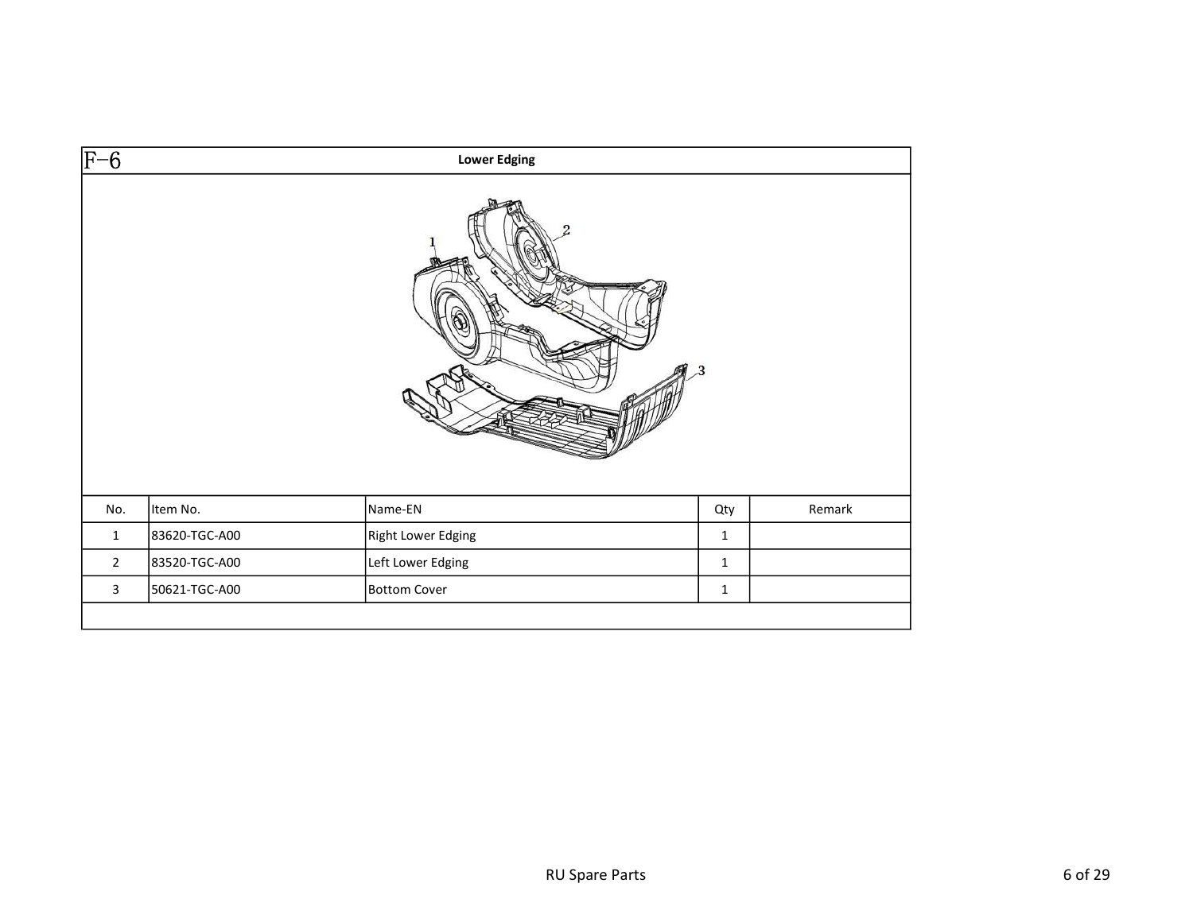## F-6 Lower Edging

| No. | Item No. | Name-EN | Qty | Remark |
|---|---|---|---|---|
| 1 | 83620-TGC-A00 | Right Lower Edging | 1 | |
| 2 | 83520-TGC-A00 | Left Lower Edging | 1 | |
| 3 | 50621-TGC-A00 | Bottom Cover | 1 | |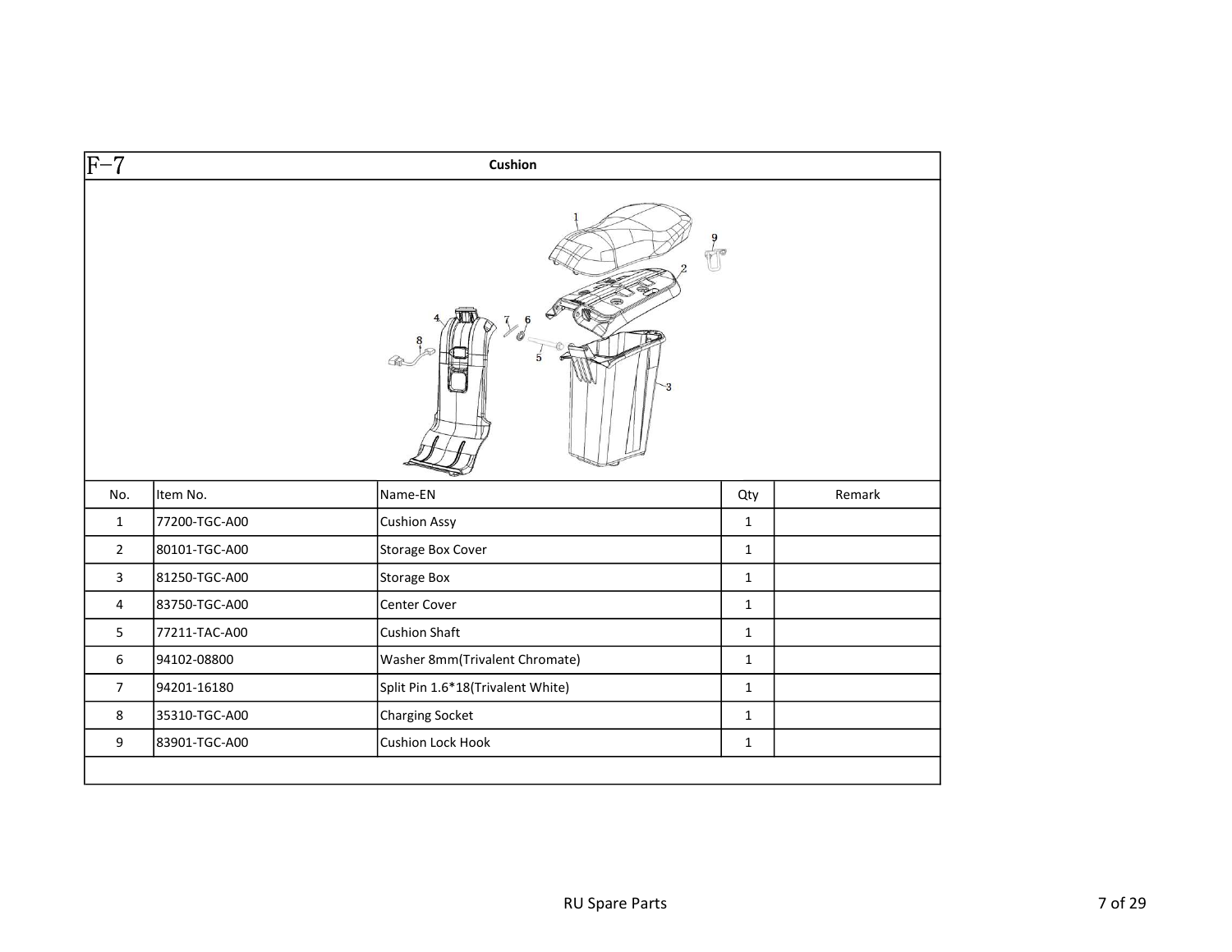# F-7 Cushion

| No. | Item No. | Name-EN | Qty | Remark |
|---|---|---|---|---|
| 1 | 77200-TGC-A00 | Cushion Assy | 1 | |
| 2 | 80101-TGC-A00 | Storage Box Cover | 1 | |
| 3 | 81250-TGC-A00 | Storage Box | 1 | |
| 4 | 83750-TGC-A00 | Center Cover | 1 | |
| 5 | 77211-TAC-A00 | Cushion Shaft | 1 | |
| 6 | 94102-08800 | Washer 8mm(Trivalent Chromate) | 1 | |
| 7 | 94201-16180 | Split Pin 1.6*18(Trivalent White) | 1 | |
| 8 | 35310-TGC-A00 | Charging Socket | 1 | |
| 9 | 83901-TGC-A00 | Cushion Lock Hook | 1 | |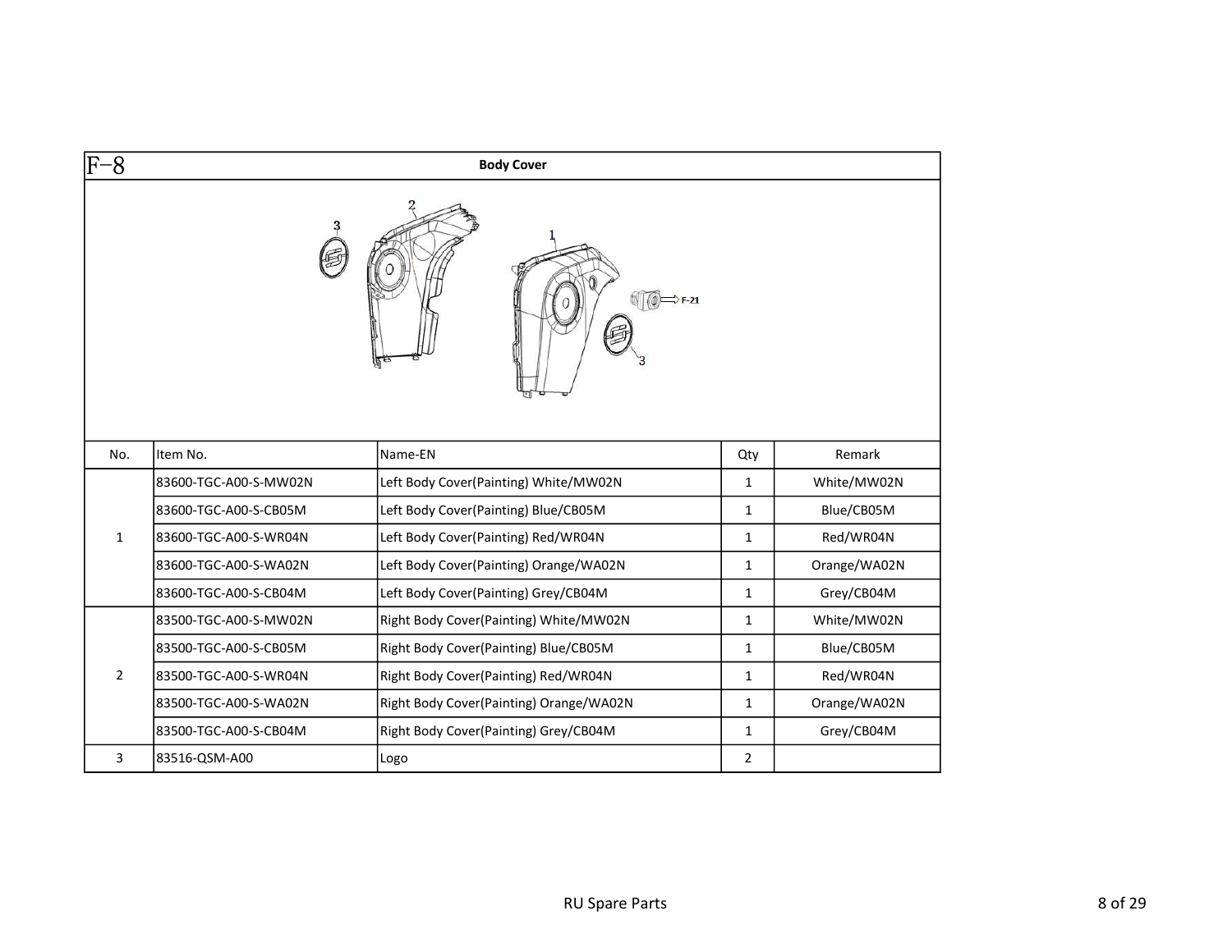# F-8 Body Cover

| No. | Item No. | Name-EN | Qty | Remark |
|---|---|---|---|---|
| 1 | 83600-TGC-A00-S-MW02N | Left Body Cover(Painting) White/MW02N | 1 | White/MW02N |
| | 83600-TGC-A00-S-CB05M | Left Body Cover(Painting) Blue/CB05M | 1 | Blue/CB05M |
| | 83600-TGC-A00-S-WR04N | Left Body Cover(Painting) Red/WR04N | 1 | Red/WR04N |
| | 83600-TGC-A00-S-WA02N | Left Body Cover(Painting) Orange/WA02N | 1 | Orange/WA02N |
| | 83600-TGC-A00-S-CB04M | Left Body Cover(Painting) Grey/CB04M | 1 | Grey/CB04M |
| 2 | 83500-TGC-A00-S-MW02N | Right Body Cover(Painting) White/MW02N | 1 | White/MW02N |
| | 83500-TGC-A00-S-CB05M | Right Body Cover(Painting) Blue/CB05M | 1 | Blue/CB05M |
| | 83500-TGC-A00-S-WR04N | Right Body Cover(Painting) Red/WR04N | 1 | Red/WR04N |
| | 83500-TGC-A00-S-WA02N | Right Body Cover(Painting) Orange/WA02N | 1 | Orange/WA02N |
| | 83500-TGC-A00-S-CB04M | Right Body Cover(Painting) Grey/CB04M | 1 | Grey/CB04M |
| 3 | 83516-QSM-A00 | Logo | 2 | |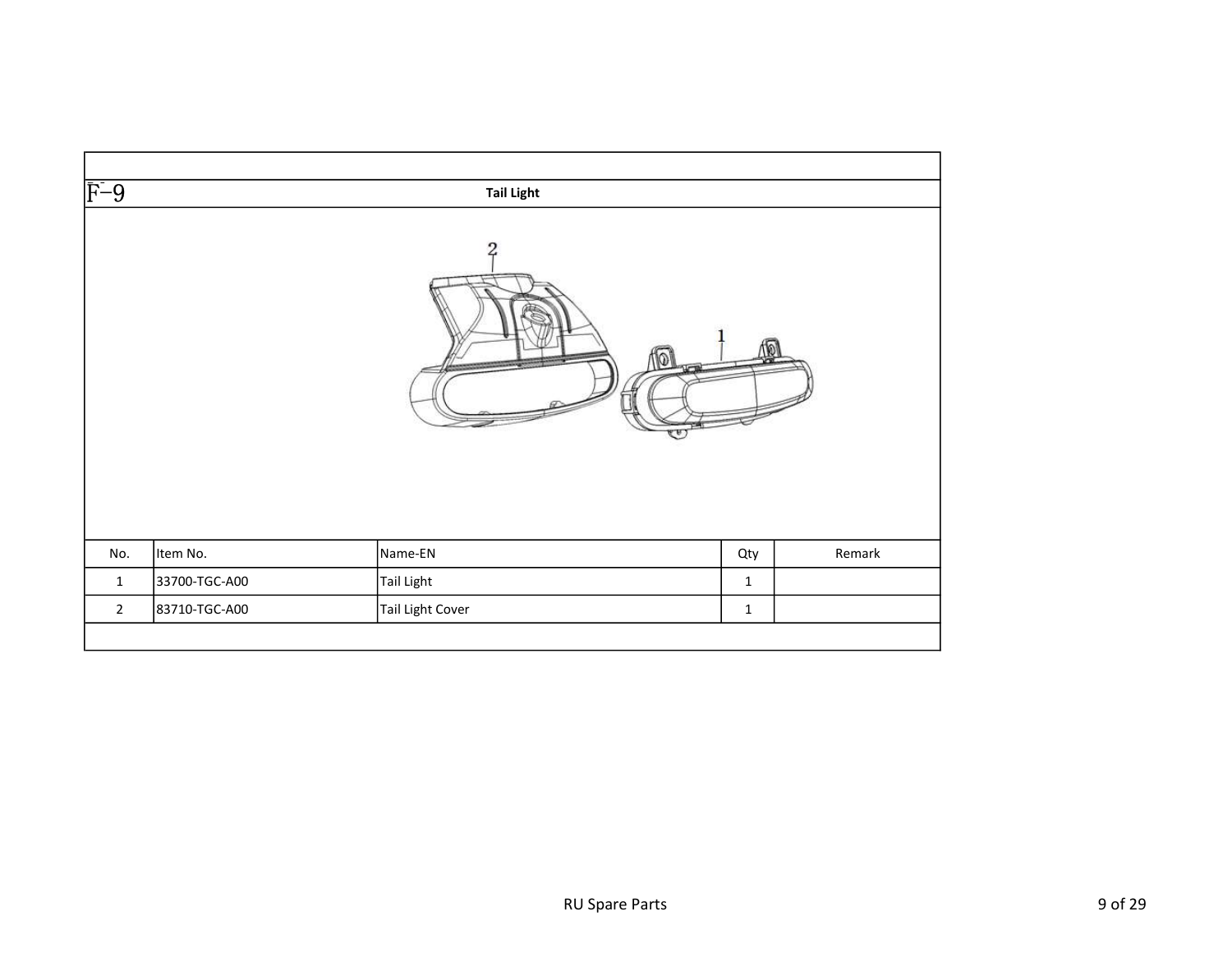## F-9 Tail Light

| No. | Item No. | Name-EN | Qty | Remark |
|---|---|---|---|---|
| 1 | 33700-TGC-A00 | Tail Light | 1 | |
| 2 | 83710-TGC-A00 | Tail Light Cover | 1 | |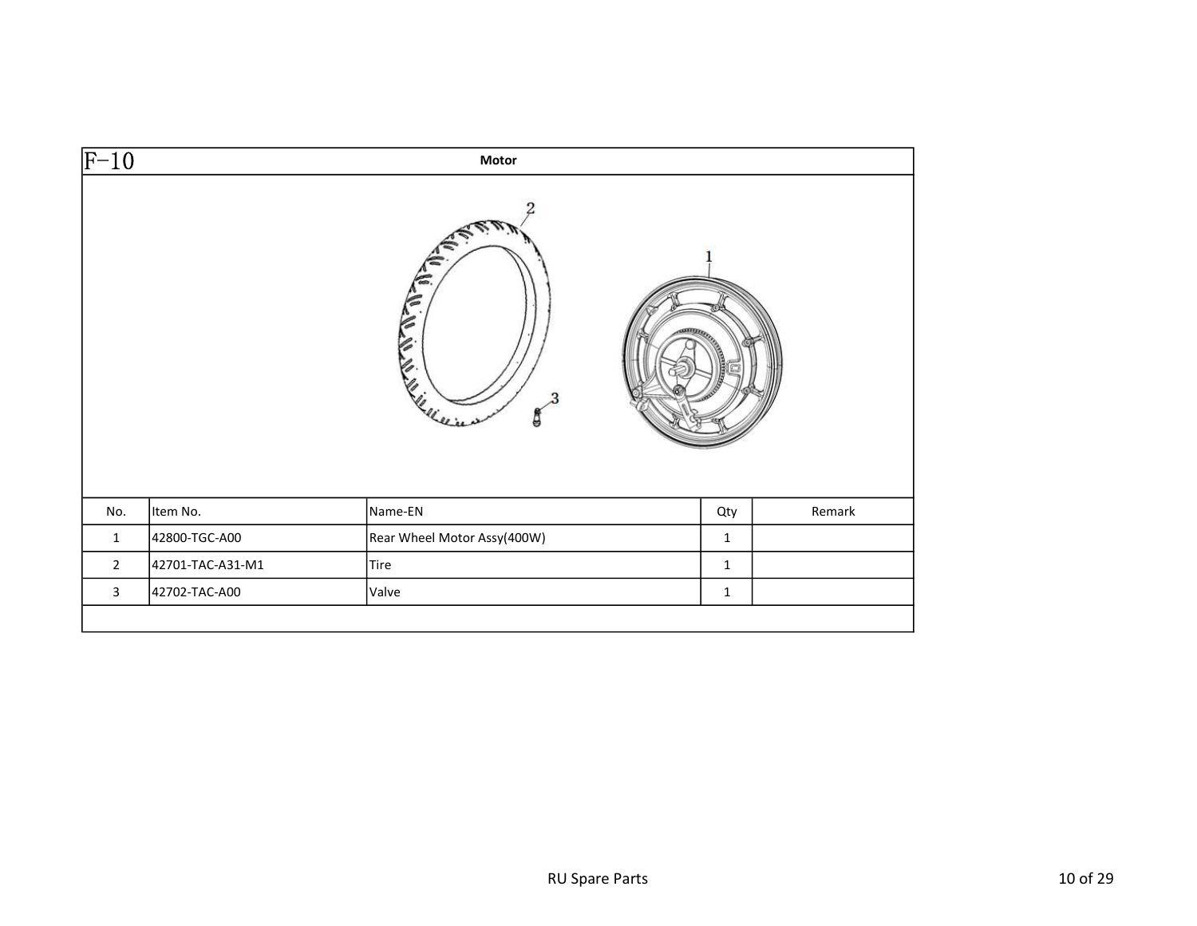## F−10 Motor

| No. | Item No. | Name-EN | Qty | Remark |
| --- | --- | --- | --- | --- |
| 1 | 42800-TGC-A00 | Rear Wheel Motor Assy(400W) | 1 | |
| 2 | 42701-TAC-A31-M1 | Tire | 1 | |
| 3 | 42702-TAC-A00 | Valve | 1 | |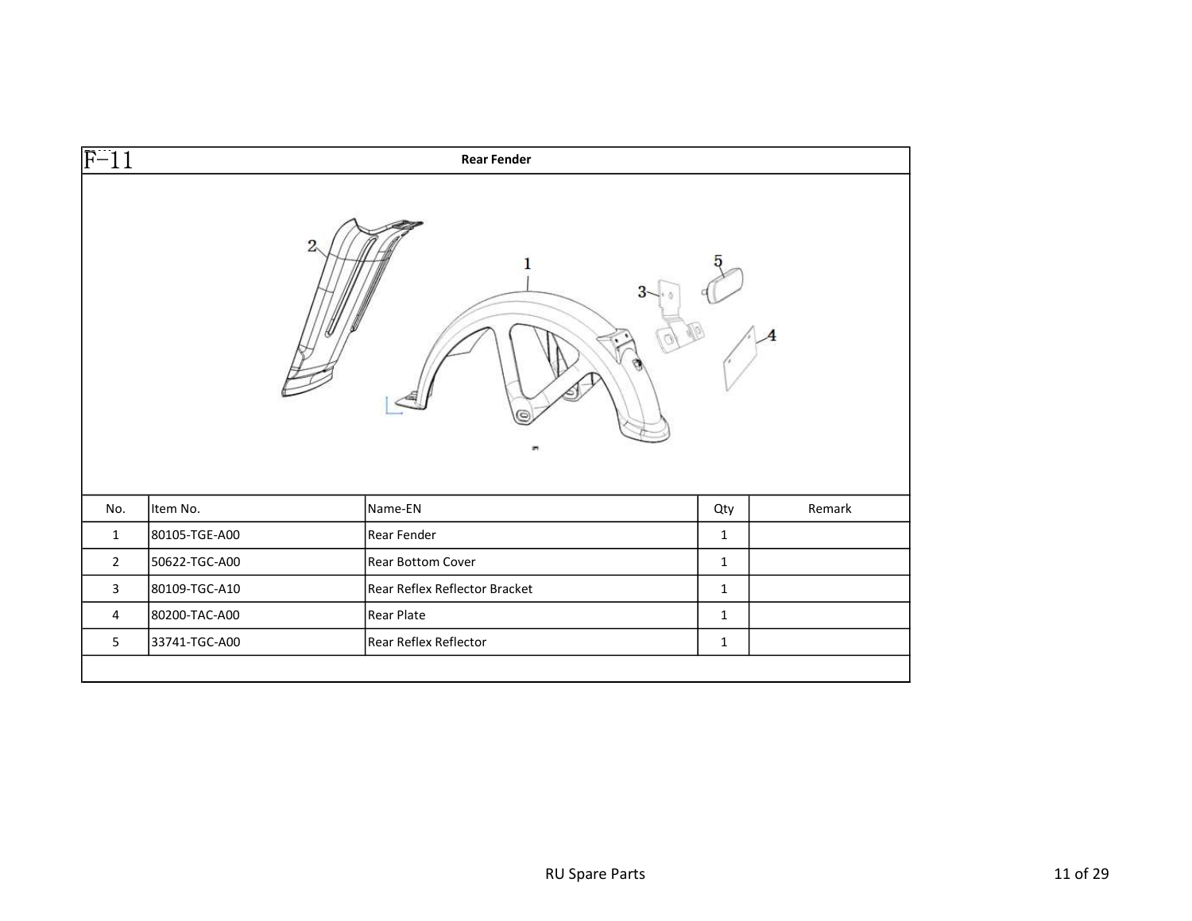# F-11 Rear Fender

| No. | Item No. | Name-EN | Qty | Remark |
|---|---|---|---|---|
| 1 | 80105-TGE-A00 | Rear Fender | 1 | |
| 2 | 50622-TGC-A00 | Rear Bottom Cover | 1 | |
| 3 | 80109-TGC-A10 | Rear Reflex Reflector Bracket | 1 | |
| 4 | 80200-TAC-A00 | Rear Plate | 1 | |
| 5 | 33741-TGC-A00 | Rear Reflex Reflector | 1 | |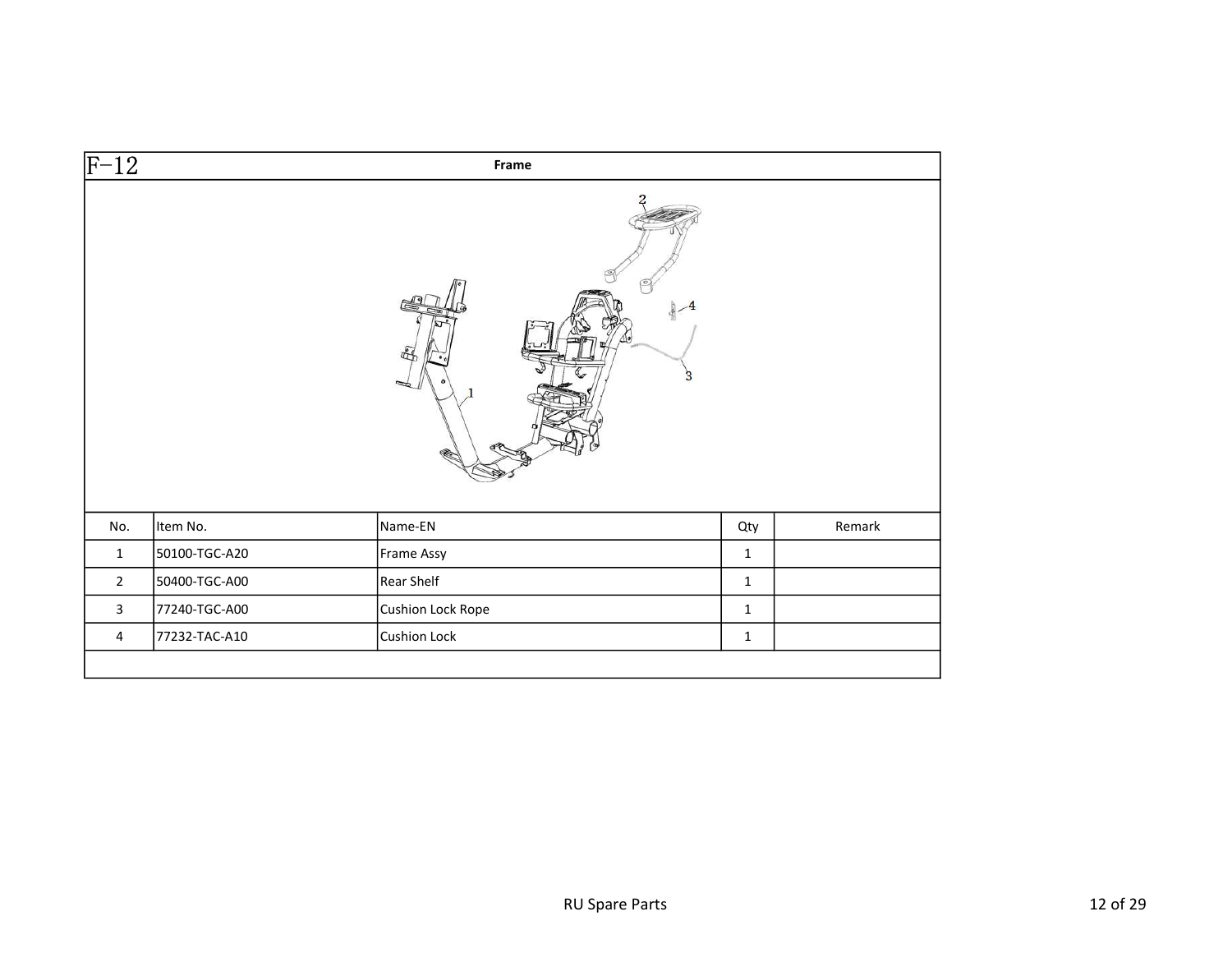# F-12 Frame

| No. | Item No. | Name-EN | Qty | Remark |
|---|---|---|---|---|
| 1 | 50100-TGC-A20 | Frame Assy | 1 | |
| 2 | 50400-TGC-A00 | Rear Shelf | 1 | |
| 3 | 77240-TGC-A00 | Cushion Lock Rope | 1 | |
| 4 | 77232-TAC-A10 | Cushion Lock | 1 | |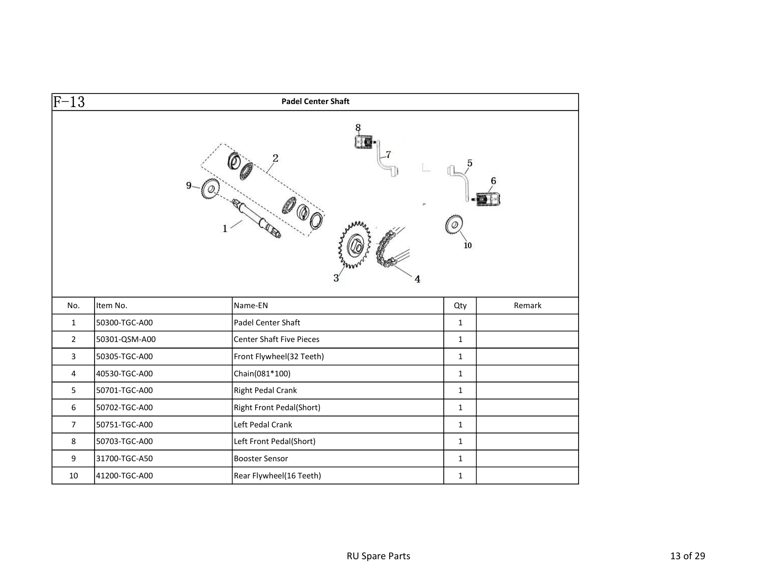## F-13 Padel Center Shaft

| No. | Item No. | Name-EN | Qty | Remark |
|---|---|---|---|---|
| 1 | 50300-TGC-A00 | Padel Center Shaft | 1 | |
| 2 | 50301-QSM-A00 | Center Shaft Five Pieces | 1 | |
| 3 | 50305-TGC-A00 | Front Flywheel(32 Teeth) | 1 | |
| 4 | 40530-TGC-A00 | Chain(081*100) | 1 | |
| 5 | 50701-TGC-A00 | Right Pedal Crank | 1 | |
| 6 | 50702-TGC-A00 | Right Front Pedal(Short) | 1 | |
| 7 | 50751-TGC-A00 | Left Pedal Crank | 1 | |
| 8 | 50703-TGC-A00 | Left Front Pedal(Short) | 1 | |
| 9 | 31700-TGC-A50 | Booster Sensor | 1 | |
| 10 | 41200-TGC-A00 | Rear Flywheel(16 Teeth) | 1 | |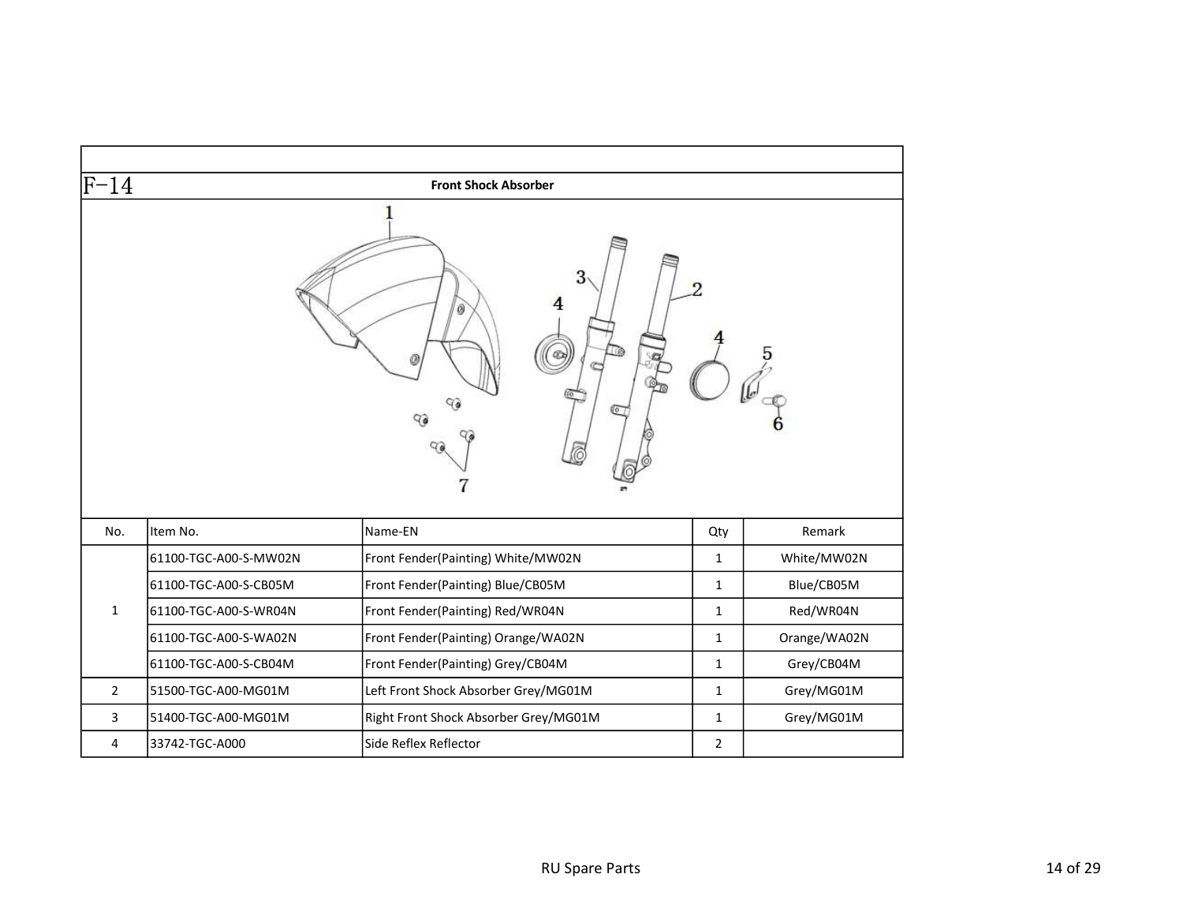## F-14 Front Shock Absorber

| No. | Item No. | Name-EN | Qty | Remark |
|---|---|---|---|---|
| 1 | 61100-TGC-A00-S-MW02N | Front Fender(Painting) White/MW02N | 1 | White/MW02N |
| | 61100-TGC-A00-S-CB05M | Front Fender(Painting) Blue/CB05M | 1 | Blue/CB05M |
| | 61100-TGC-A00-S-WR04N | Front Fender(Painting) Red/WR04N | 1 | Red/WR04N |
| | 61100-TGC-A00-S-WA02N | Front Fender(Painting) Orange/WA02N | 1 | Orange/WA02N |
| | 61100-TGC-A00-S-CB04M | Front Fender(Painting) Grey/CB04M | 1 | Grey/CB04M |
| 2 | 51500-TGC-A00-MG01M | Left Front Shock Absorber Grey/MG01M | 1 | Grey/MG01M |
| 3 | 51400-TGC-A00-MG01M | Right Front Shock Absorber Grey/MG01M | 1 | Grey/MG01M |
| 4 | 33742-TGC-A000 | Side Reflex Reflector | 2 | |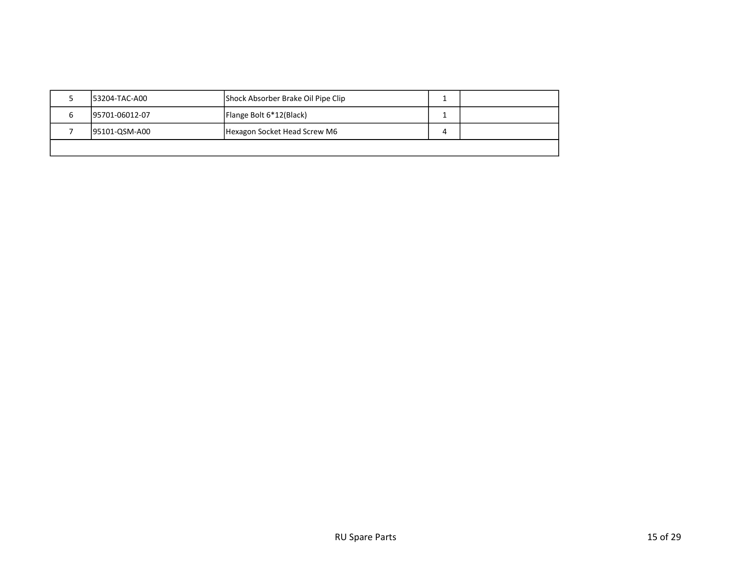| | | | | |
|---|---|---|---|---|
| 5 | 53204-TAC-A00 | Shock Absorber Brake Oil Pipe Clip | 1 | |
| 6 | 95701-06012-07 | Flange Bolt 6*12(Black) | 1 | |
| 7 | 95101-QSM-A00 | Hexagon Socket Head Screw M6 | 4 | |
| | | | | |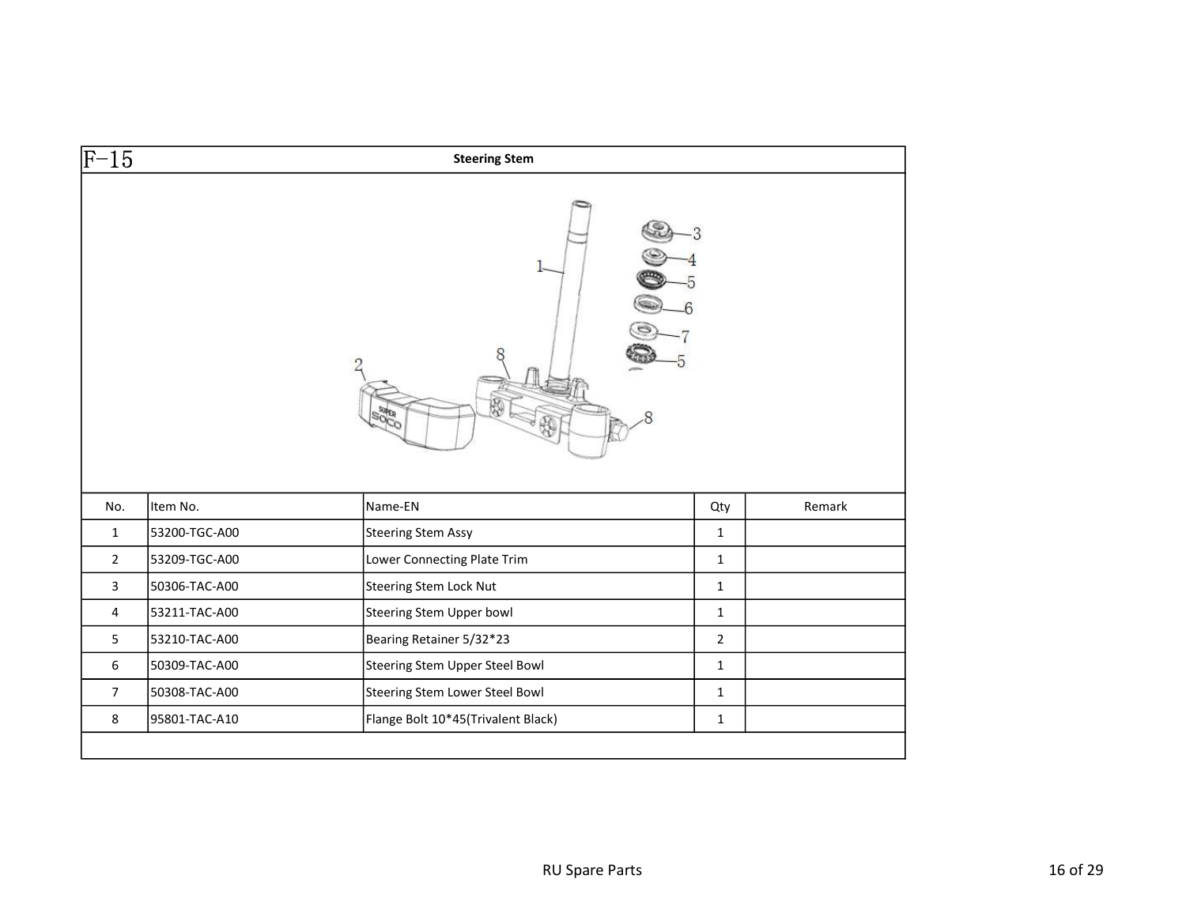## F-15 Steering Stem

| No. | Item No. | Name-EN | Qty | Remark |
|---|---|---|---|---|
| 1 | 53200-TGC-A00 | Steering Stem Assy | 1 | |
| 2 | 53209-TGC-A00 | Lower Connecting Plate Trim | 1 | |
| 3 | 50306-TAC-A00 | Steering Stem Lock Nut | 1 | |
| 4 | 53211-TAC-A00 | Steering Stem Upper bowl | 1 | |
| 5 | 53210-TAC-A00 | Bearing Retainer 5/32*23 | 2 | |
| 6 | 50309-TAC-A00 | Steering Stem Upper Steel Bowl | 1 | |
| 7 | 50308-TAC-A00 | Steering Stem Lower Steel Bowl | 1 | |
| 8 | 95801-TAC-A10 | Flange Bolt 10*45(Trivalent Black) | 1 | |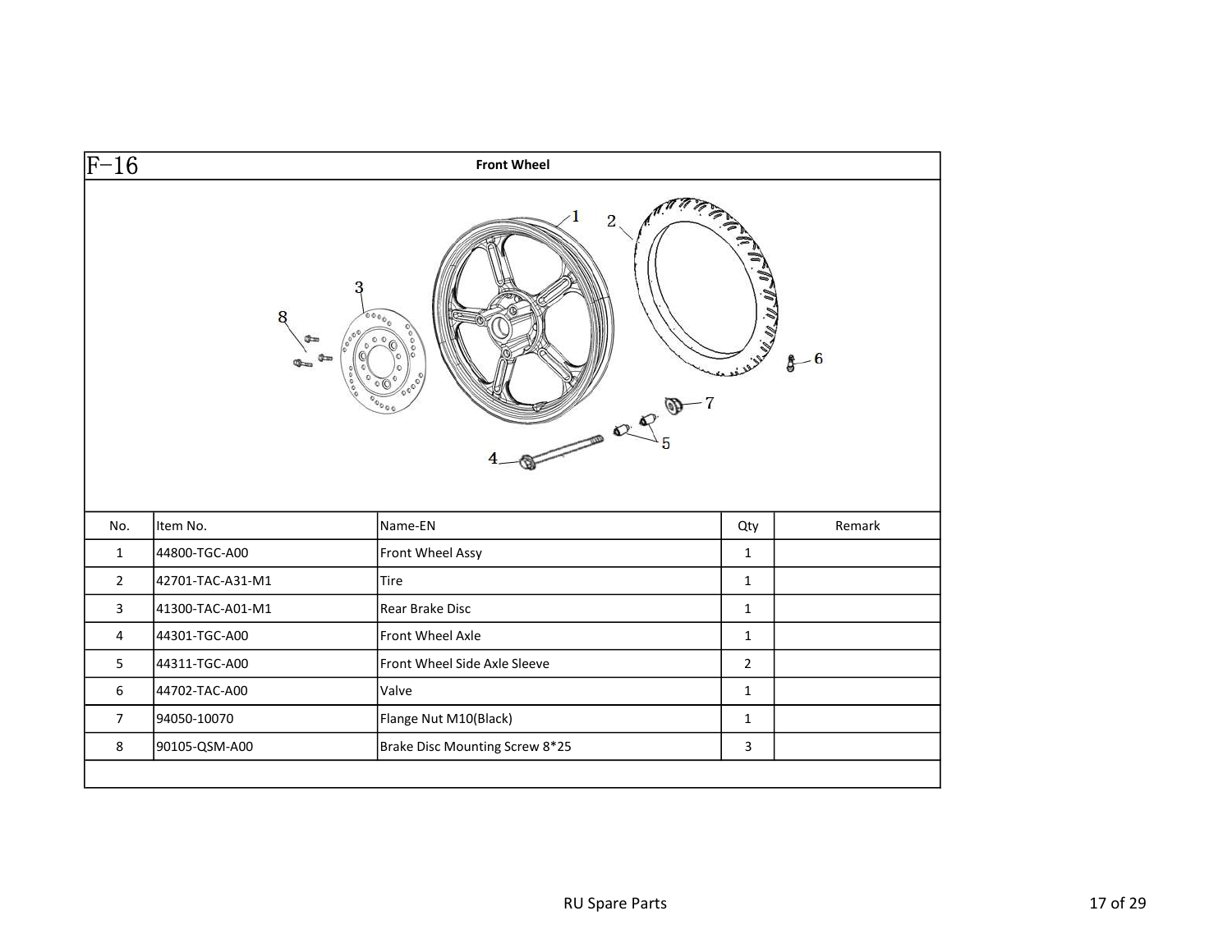# F-16 Front Wheel

| No. | Item No. | Name-EN | Qty | Remark |
|---|---|---|---|---|
| 1 | 44800-TGC-A00 | Front Wheel Assy | 1 | |
| 2 | 42701-TAC-A31-M1 | Tire | 1 | |
| 3 | 41300-TAC-A01-M1 | Rear Brake Disc | 1 | |
| 4 | 44301-TGC-A00 | Front Wheel Axle | 1 | |
| 5 | 44311-TGC-A00 | Front Wheel Side Axle Sleeve | 2 | |
| 6 | 44702-TAC-A00 | Valve | 1 | |
| 7 | 94050-10070 | Flange Nut M10(Black) | 1 | |
| 8 | 90105-QSM-A00 | Brake Disc Mounting Screw 8*25 | 3 | |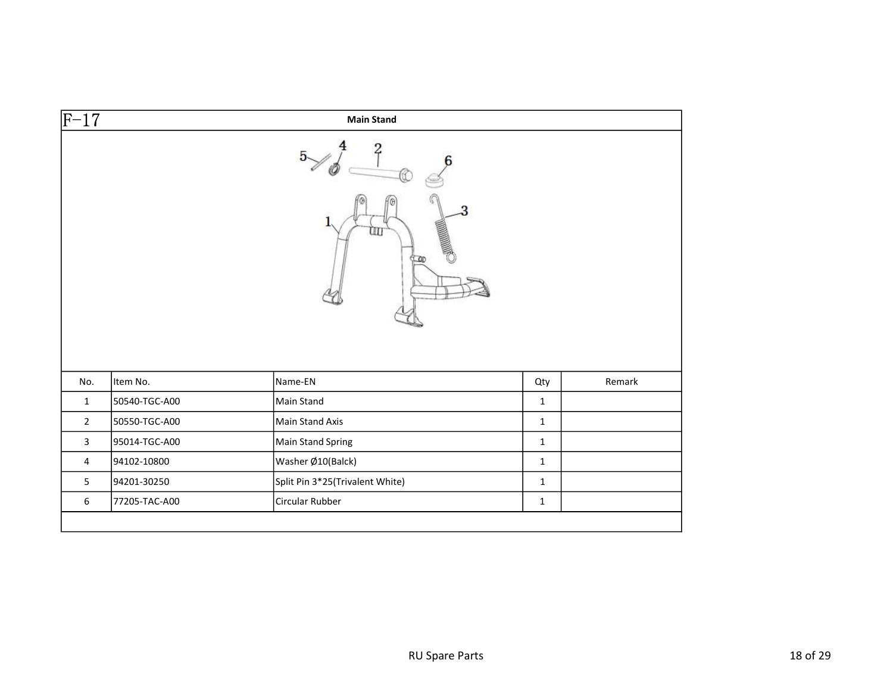F−17

## Main Stand

| No. | Item No. | Name-EN | Qty | Remark |
|---|---|---|---|---|
| 1 | 50540-TGC-A00 | Main Stand | 1 | |
| 2 | 50550-TGC-A00 | Main Stand Axis | 1 | |
| 3 | 95014-TGC-A00 | Main Stand Spring | 1 | |
| 4 | 94102-10800 | Washer Ø10(Balck) | 1 | |
| 5 | 94201-30250 | Split Pin 3*25(Trivalent White) | 1 | |
| 6 | 77205-TAC-A00 | Circular Rubber | 1 | |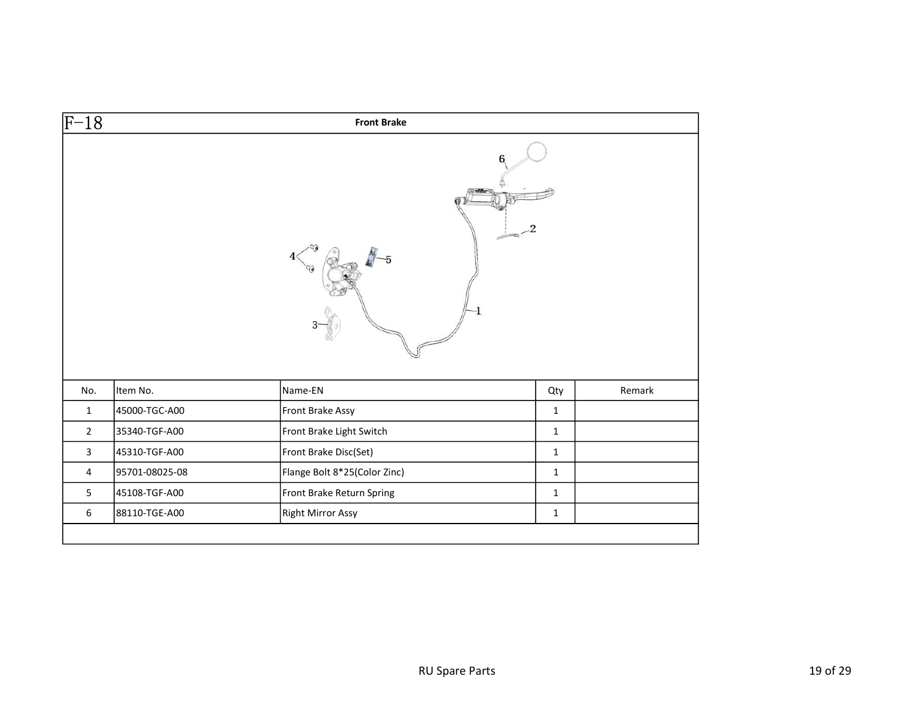F-18 **Front Brake**

| No. | Item No. | Name-EN | Qty | Remark |
|---|---|---|---|---|
| 1 | 45000-TGC-A00 | Front Brake Assy | 1 | |
| 2 | 35340-TGF-A00 | Front Brake Light Switch | 1 | |
| 3 | 45310-TGF-A00 | Front Brake Disc(Set) | 1 | |
| 4 | 95701-08025-08 | Flange Bolt 8*25(Color Zinc) | 1 | |
| 5 | 45108-TGF-A00 | Front Brake Return Spring | 1 | |
| 6 | 88110-TGE-A00 | Right Mirror Assy | 1 | |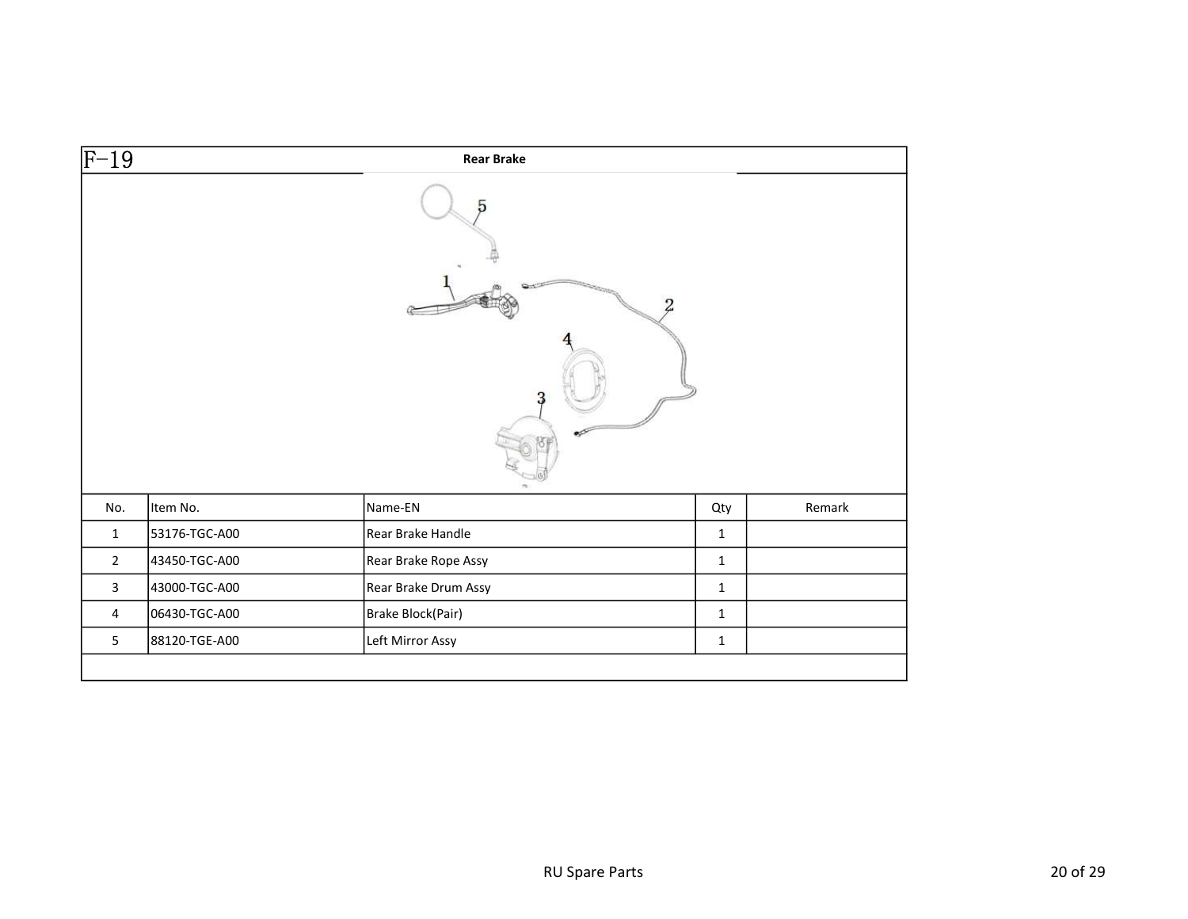F-19

## Rear Brake

| No. | Item No. | Name-EN | Qty | Remark |
|---|---|---|---|---|
| 1 | 53176-TGC-A00 | Rear Brake Handle | 1 | |
| 2 | 43450-TGC-A00 | Rear Brake Rope Assy | 1 | |
| 3 | 43000-TGC-A00 | Rear Brake Drum Assy | 1 | |
| 4 | 06430-TGC-A00 | Brake Block(Pair) | 1 | |
| 5 | 88120-TGE-A00 | Left Mirror Assy | 1 | |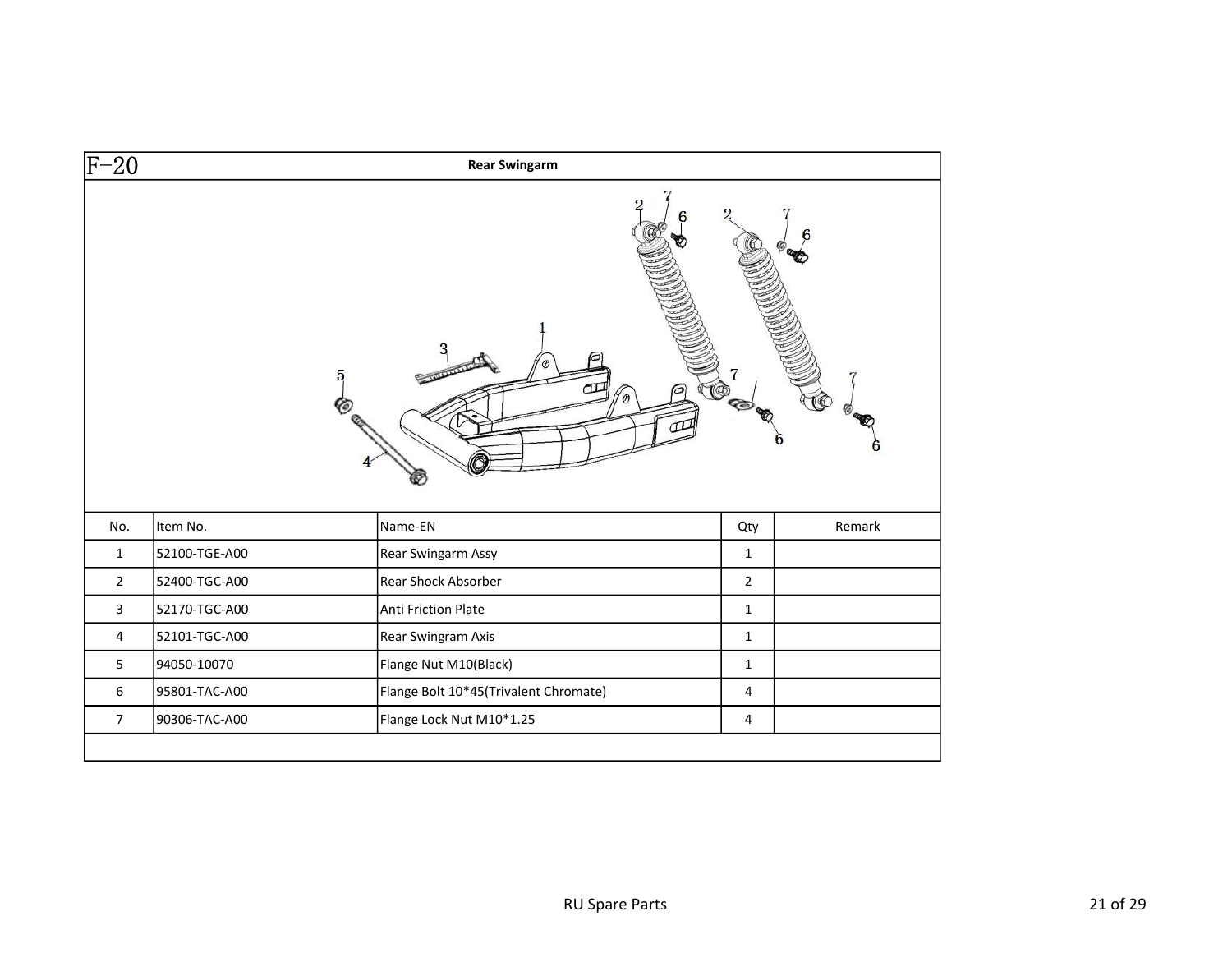## F-20 Rear Swingarm

| No. | Item No. | Name-EN | Qty | Remark |
|---|---|---|---|---|
| 1 | 52100-TGE-A00 | Rear Swingarm Assy | 1 | |
| 2 | 52400-TGC-A00 | Rear Shock Absorber | 2 | |
| 3 | 52170-TGC-A00 | Anti Friction Plate | 1 | |
| 4 | 52101-TGC-A00 | Rear Swingram Axis | 1 | |
| 5 | 94050-10070 | Flange Nut M10(Black) | 1 | |
| 6 | 95801-TAC-A00 | Flange Bolt 10*45(Trivalent Chromate) | 4 | |
| 7 | 90306-TAC-A00 | Flange Lock Nut M10*1.25 | 4 | |
| | | | | |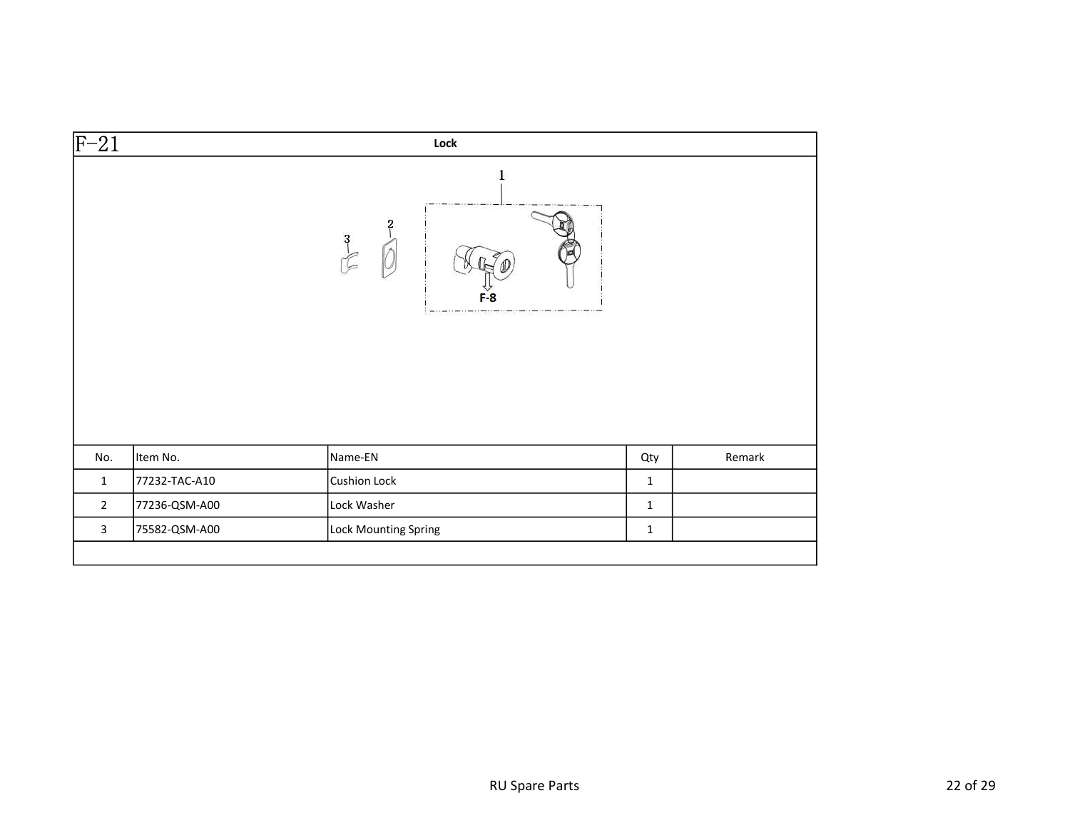## F-21 Lock

| No. | Item No. | Name-EN | Qty | Remark |
|---|---|---|---|---|
| 1 | 77232-TAC-A10 | Cushion Lock | 1 | |
| 2 | 77236-QSM-A00 | Lock Washer | 1 | |
| 3 | 75582-QSM-A00 | Lock Mounting Spring | 1 | |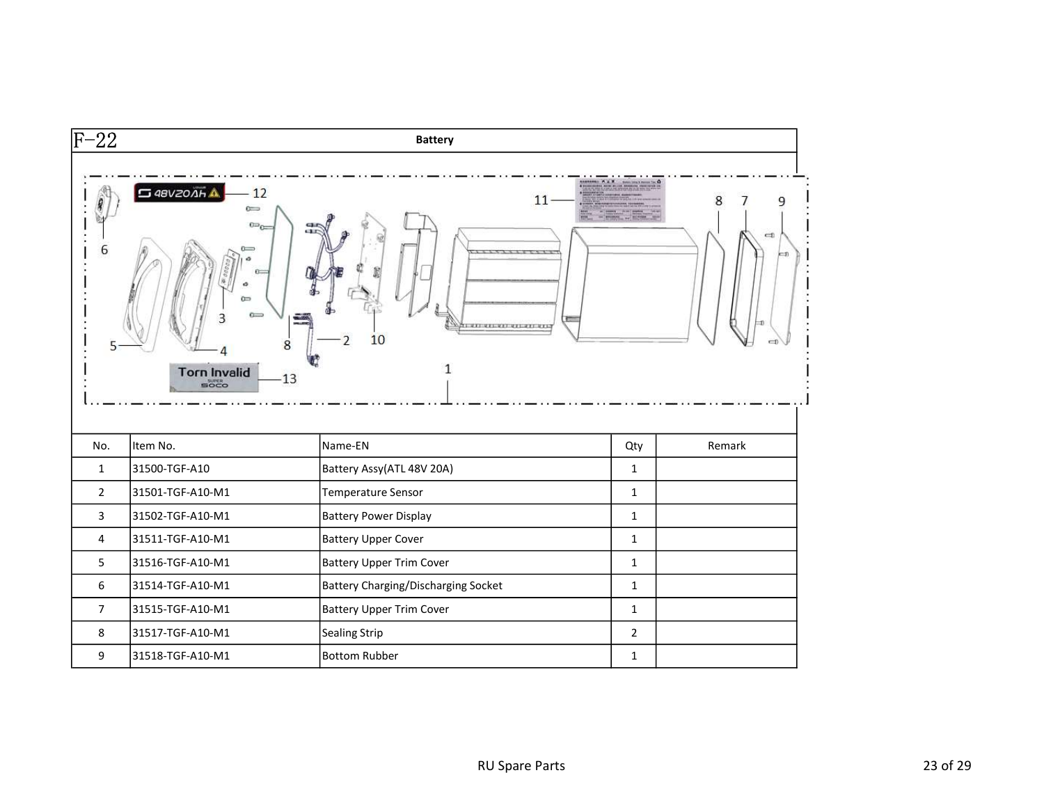F-22

**Battery**

| No. | Item No. | Name-EN | Qty | Remark |
|---|---|---|---|---|
| 1 | 31500-TGF-A10 | Battery Assy(ATL 48V 20A) | 1 | |
| 2 | 31501-TGF-A10-M1 | Temperature Sensor | 1 | |
| 3 | 31502-TGF-A10-M1 | Battery Power Display | 1 | |
| 4 | 31511-TGF-A10-M1 | Battery Upper Cover | 1 | |
| 5 | 31516-TGF-A10-M1 | Battery Upper Trim Cover | 1 | |
| 6 | 31514-TGF-A10-M1 | Battery Charging/Discharging Socket | 1 | |
| 7 | 31515-TGF-A10-M1 | Battery Upper Trim Cover | 1 | |
| 8 | 31517-TGF-A10-M1 | Sealing Strip | 2 | |
| 9 | 31518-TGF-A10-M1 | Bottom Rubber | 1 | |

RU Spare Parts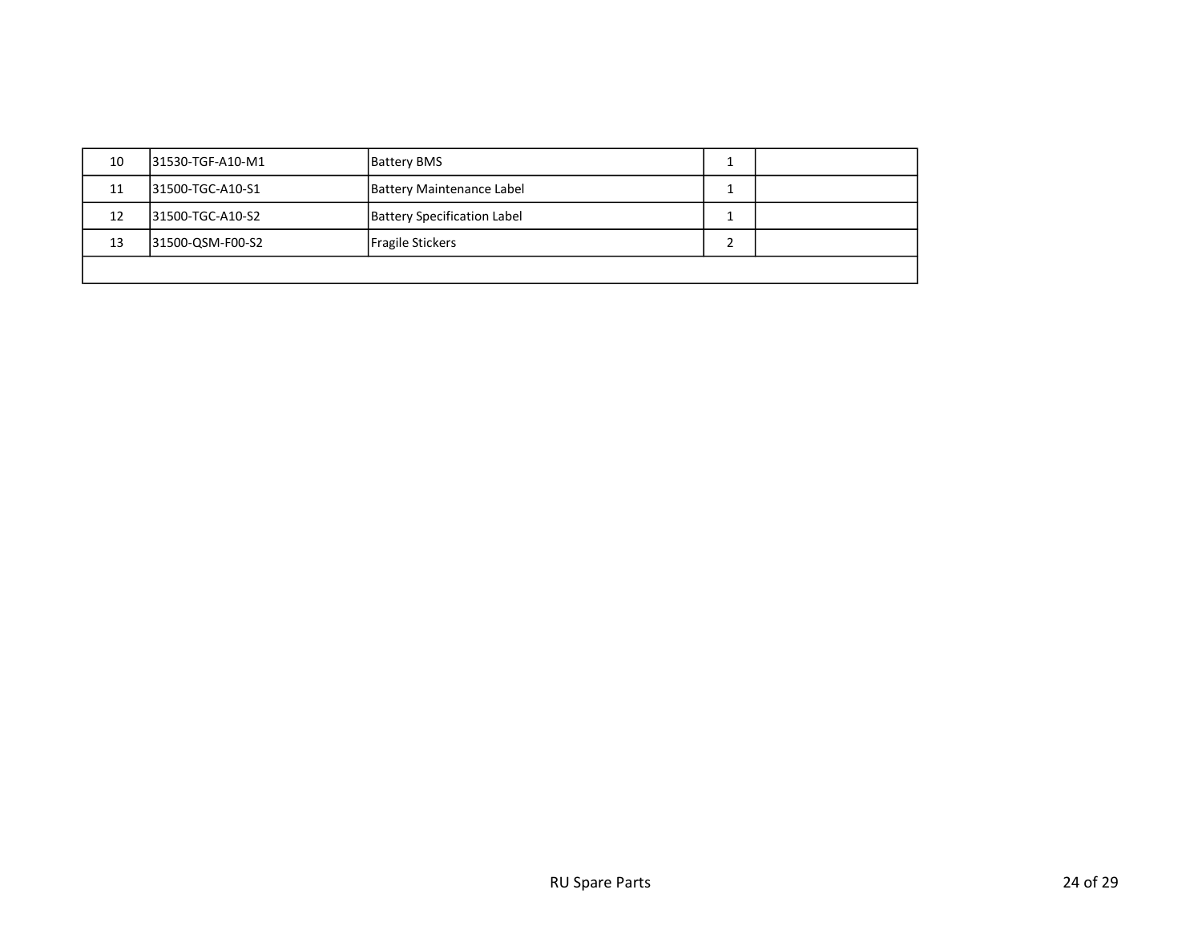| | | | | |
|---|---|---|---|---|
| 10 | 31530-TGF-A10-M1 | Battery BMS | 1 | |
| 11 | 31500-TGC-A10-S1 | Battery Maintenance Label | 1 | |
| 12 | 31500-TGC-A10-S2 | Battery Specification Label | 1 | |
| 13 | 31500-QSM-F00-S2 | Fragile Stickers | 2 | |
| | | | | |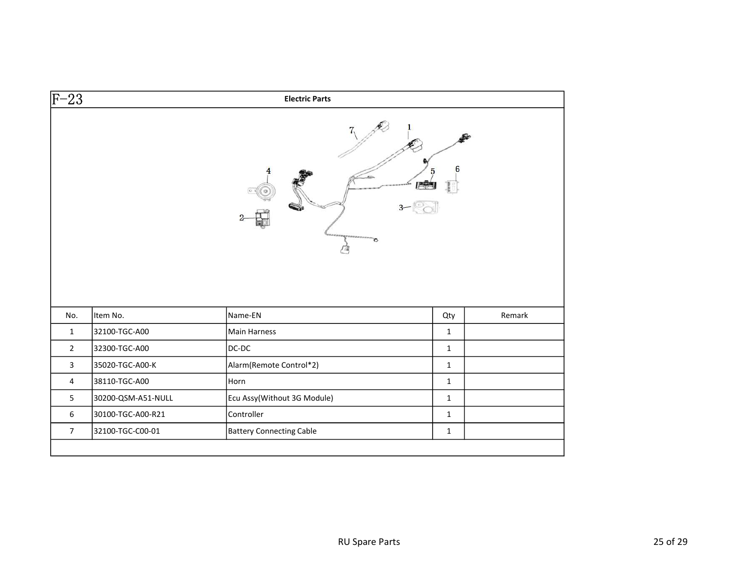## F-23 Electric Parts

| No. | Item No. | Name-EN | Qty | Remark |
|---|---|---|---|---|
| 1 | 32100-TGC-A00 | Main Harness | 1 | |
| 2 | 32300-TGC-A00 | DC-DC | 1 | |
| 3 | 35020-TGC-A00-K | Alarm(Remote Control*2) | 1 | |
| 4 | 38110-TGC-A00 | Horn | 1 | |
| 5 | 30200-QSM-A51-NULL | Ecu Assy(Without 3G Module) | 1 | |
| 6 | 30100-TGC-A00-R21 | Controller | 1 | |
| 7 | 32100-TGC-C00-01 | Battery Connecting Cable | 1 | |

RU Spare Parts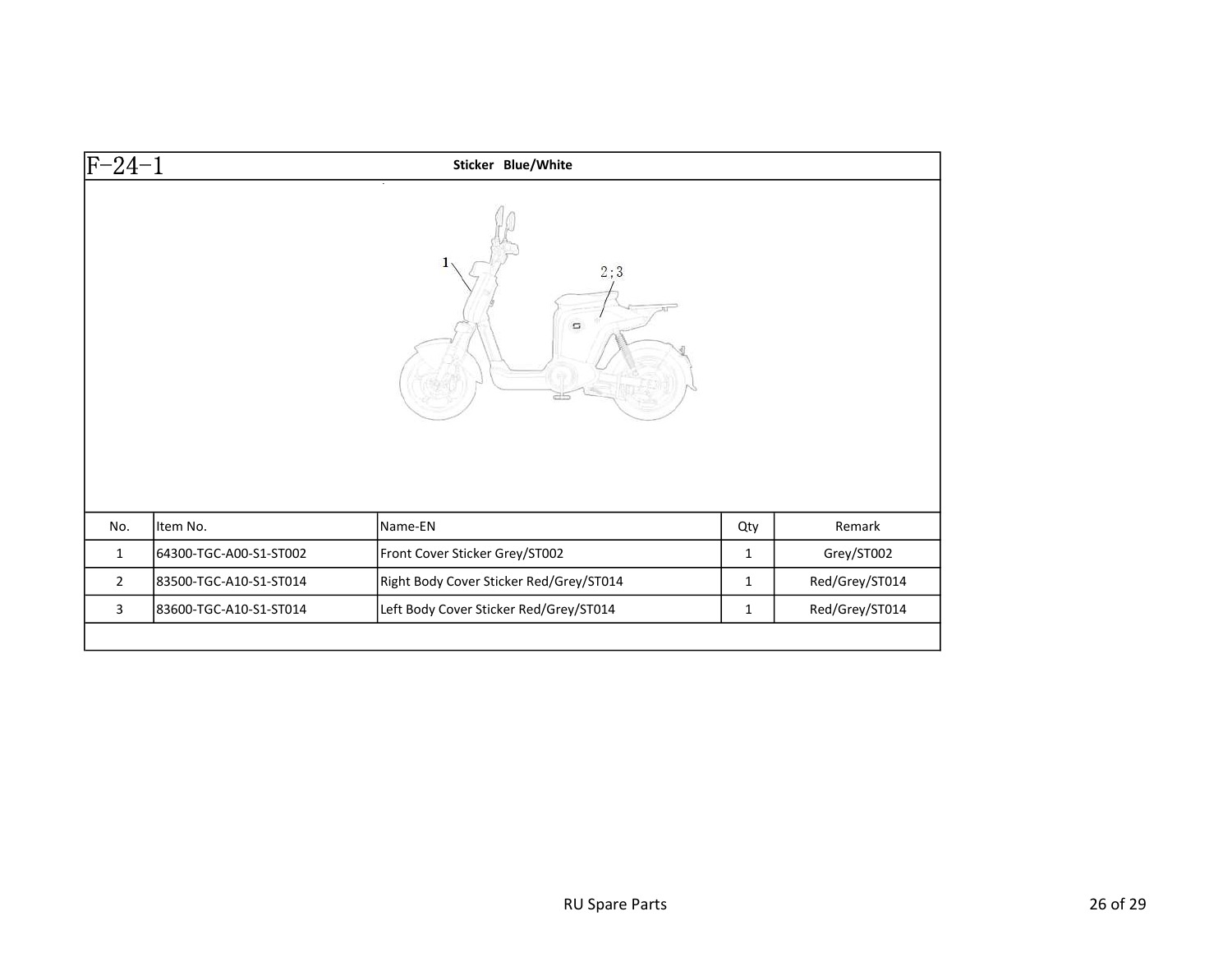F-24-1

**Sticker Blue/White**

| No. | Item No. | Name-EN | Qty | Remark |
| --- | --- | --- | --- | --- |
| 1 | 64300-TGC-A00-S1-ST002 | Front Cover Sticker Grey/ST002 | 1 | Grey/ST002 |
| 2 | 83500-TGC-A10-S1-ST014 | Right Body Cover Sticker Red/Grey/ST014 | 1 | Red/Grey/ST014 |
| 3 | 83600-TGC-A10-S1-ST014 | Left Body Cover Sticker Red/Grey/ST014 | 1 | Red/Grey/ST014 |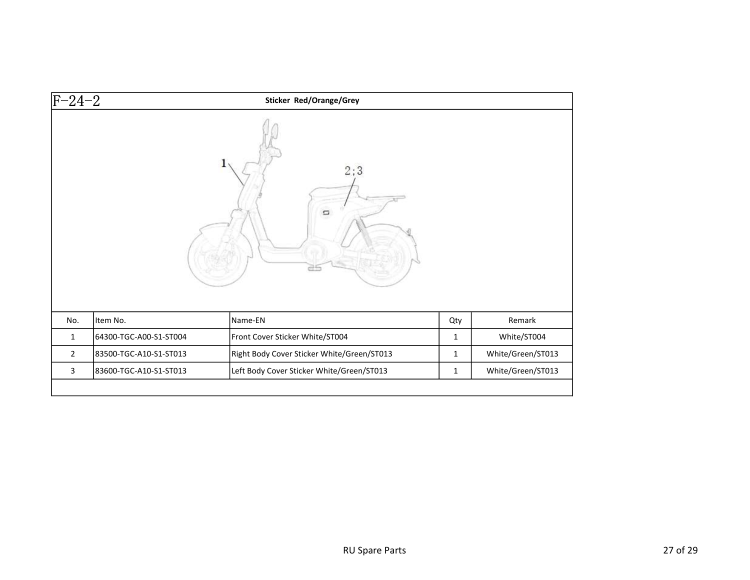F-24-2

**Sticker Red/Orange/Grey**

| No. | Item No. | Name-EN | Qty | Remark |
|---|---|---|---|---|
| 1 | 64300-TGC-A00-S1-ST004 | Front Cover Sticker White/ST004 | 1 | White/ST004 |
| 2 | 83500-TGC-A10-S1-ST013 | Right Body Cover Sticker White/Green/ST013 | 1 | White/Green/ST013 |
| 3 | 83600-TGC-A10-S1-ST013 | Left Body Cover Sticker White/Green/ST013 | 1 | White/Green/ST013 |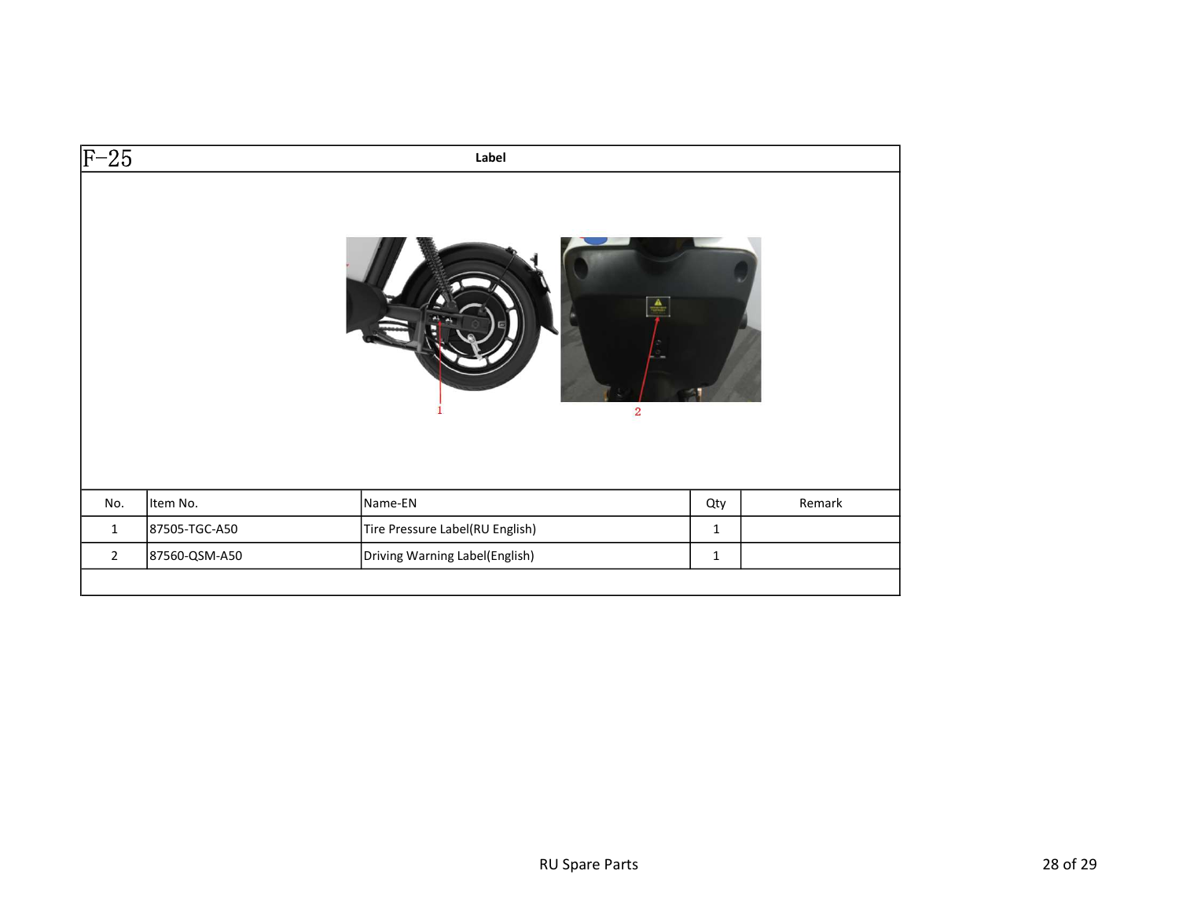## F-25 Label

| No. | Item No. | Name-EN | Qty | Remark |
|---|---|---|---|---|
| 1 | 87505-TGC-A50 | Tire Pressure Label(RU English) | 1 | |
| 2 | 87560-QSM-A50 | Driving Warning Label(English) | 1 | |
| | | | | |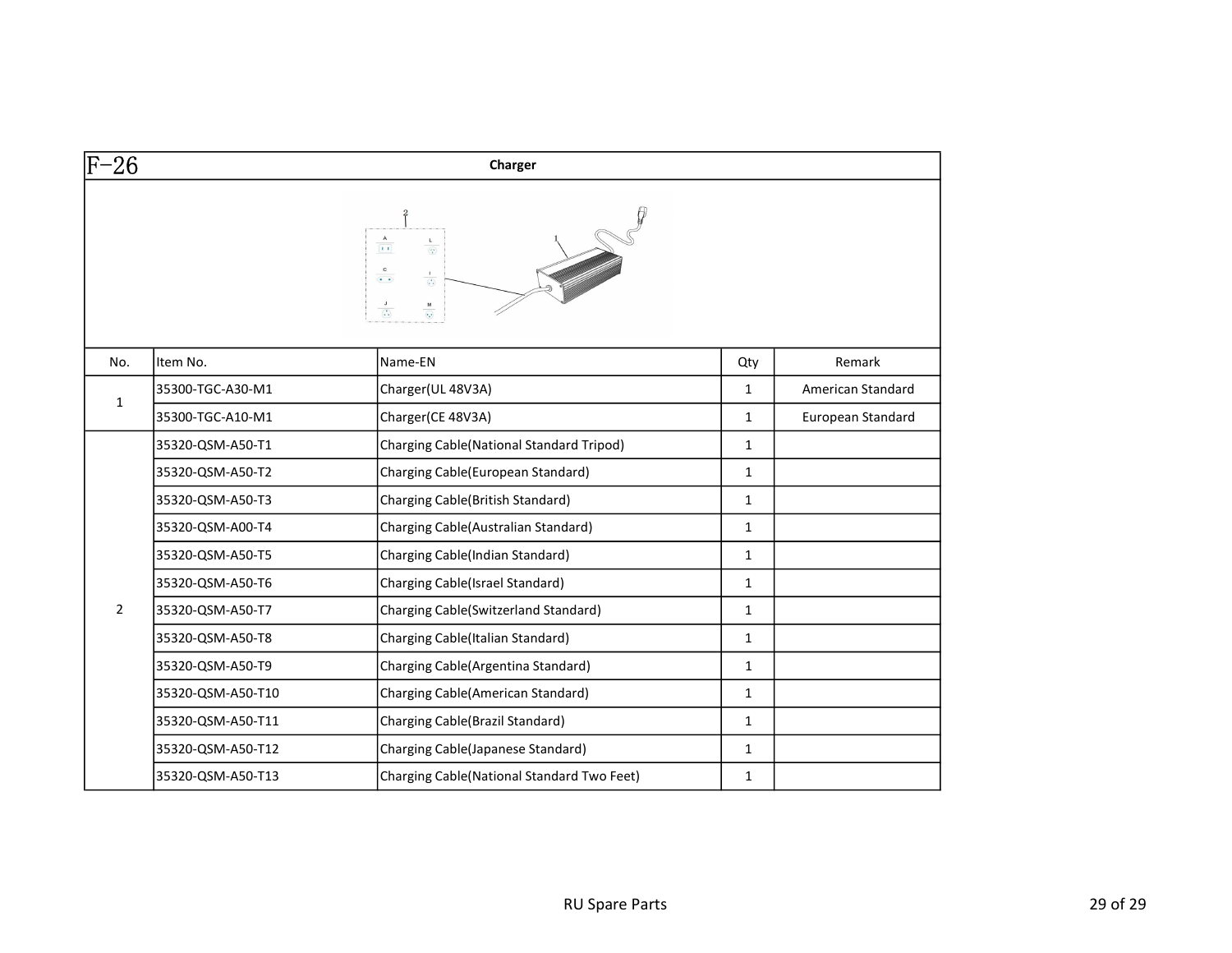## F-26 Charger

| No. | Item No. | Name-EN | Qty | Remark |
| --- | --- | --- | --- | --- |
| 1 | 35300-TGC-A30-M1 | Charger(UL 48V3A) | 1 | American Standard |
| | 35300-TGC-A10-M1 | Charger(CE 48V3A) | 1 | European Standard |
| 2 | 35320-QSM-A50-T1 | Charging Cable(National Standard Tripod) | 1 | |
| | 35320-QSM-A50-T2 | Charging Cable(European Standard) | 1 | |
| | 35320-QSM-A50-T3 | Charging Cable(British Standard) | 1 | |
| | 35320-QSM-A00-T4 | Charging Cable(Australian Standard) | 1 | |
| | 35320-QSM-A50-T5 | Charging Cable(Indian Standard) | 1 | |
| | 35320-QSM-A50-T6 | Charging Cable(Israel Standard) | 1 | |
| | 35320-QSM-A50-T7 | Charging Cable(Switzerland Standard) | 1 | |
| | 35320-QSM-A50-T8 | Charging Cable(Italian Standard) | 1 | |
| | 35320-QSM-A50-T9 | Charging Cable(Argentina Standard) | 1 | |
| | 35320-QSM-A50-T10 | Charging Cable(American Standard) | 1 | |
| | 35320-QSM-A50-T11 | Charging Cable(Brazil Standard) | 1 | |
| | 35320-QSM-A50-T12 | Charging Cable(Japanese Standard) | 1 | |
| | 35320-QSM-A50-T13 | Charging Cable(National Standard Two Feet) | 1 | |